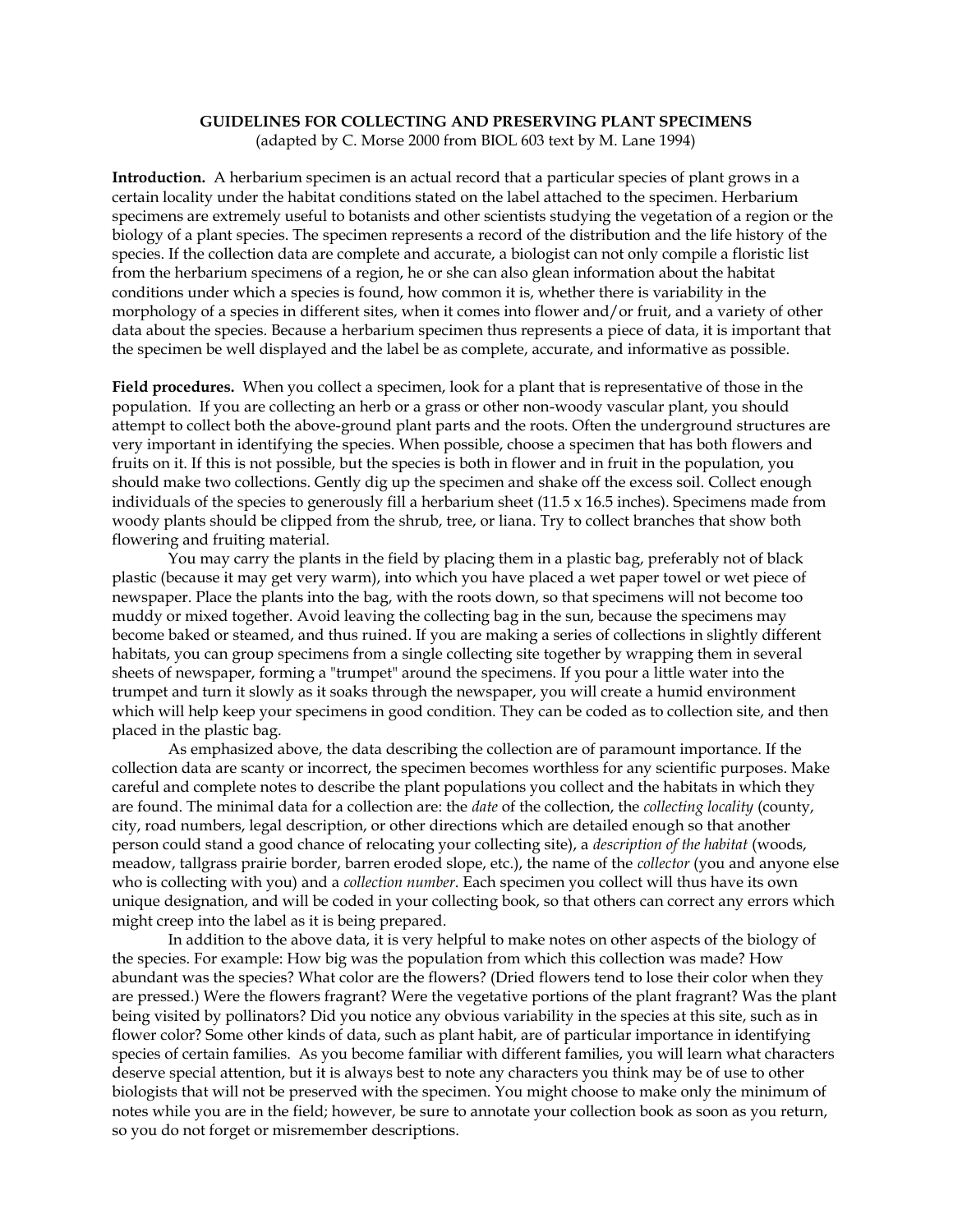# GUIDELINES FOR COLLECTING AND PRESERVING PLANT SPECIMENS

(adapted by C. Morse 2000 from BIOL 603 text by M. Lane 1994)

**Introduction.** A herbarium specimen is an actual record that a particular species of plant grows in a certain locality under the habitat conditions stated on the label attached to the specimen. Herbarium specimens are extremely useful to botanists and other scientists studying the vegetation of a region or the biology of a plant species. The specimen represents a record of the distribution and the life history of the species. If the collection data are complete and accurate, a biologist can not only compile a floristic list from the herbarium specimens of a region, he or she can also glean information about the habitat conditions under which a species is found, how common it is, whether there is variability in the morphology of a species in different sites, when it comes into flower and/or fruit, and a variety of other data about the species. Because a herbarium specimen thus represents a piece of data, it is important that the specimen be well displayed and the label be as complete, accurate, and informative as possible.

**Field procedures.** When you collect a specimen, look for a plant that is representative of those in the population. If you are collecting an herb or a grass or other non-woody vascular plant, you should attempt to collect both the above-ground plant parts and the roots. Often the underground structures are very important in identifying the species. When possible, choose a specimen that has both flowers and fruits on it. If this is not possible, but the species is both in flower and in fruit in the population, you should make two collections. Gently dig up the specimen and shake off the excess soil. Collect enough individuals of the species to generously fill a herbarium sheet (11.5 x 16.5 inches). Specimens made from woody plants should be clipped from the shrub, tree, or liana. Try to collect branches that show both flowering and fruiting material.

You may carry the plants in the field by placing them in a plastic bag, preferably not of black plastic (because it may get very warm), into which you have placed a wet paper towel or wet piece of newspaper. Place the plants into the bag, with the roots down, so that specimens will not become too muddy or mixed together. Avoid leaving the collecting bag in the sun, because the specimens may become baked or steamed, and thus ruined. If you are making a series of collections in slightly different habitats, you can group specimens from a single collecting site together by wrapping them in several sheets of newspaper, forming a "trumpet" around the specimens. If you pour a little water into the trumpet and turn it slowly as it soaks through the newspaper, you will create a humid environment which will help keep your specimens in good condition. They can be coded as to collection site, and then placed in the plastic bag.

As emphasized above, the data describing the collection are of paramount importance. If the collection data are scanty or incorrect, the specimen becomes worthless for any scientific purposes. Make careful and complete notes to describe the plant populations you collect and the habitats in which they are found. The minimal data for a collection are: the *date* of the collection, the *collecting locality* (county, city, road numbers, legal description, or other directions which are detailed enough so that another person could stand a good chance of relocating your collecting site), a *description of the habitat* (woods, meadow, tallgrass prairie border, barren eroded slope, etc.), the name of the *collector* (you and anyone else who is collecting with you) and a *collection number*. Each specimen you collect will thus have its own unique designation, and will be coded in your collecting book, so that others can correct any errors which might creep into the label as it is being prepared.

In addition to the above data, it is very helpful to make notes on other aspects of the biology of the species. For example: How big was the population from which this collection was made? How abundant was the species? What color are the flowers? (Dried flowers tend to lose their color when they are pressed.) Were the flowers fragrant? Were the vegetative portions of the plant fragrant? Was the plant being visited by pollinators? Did you notice any obvious variability in the species at this site, such as in flower color? Some other kinds of data, such as plant habit, are of particular importance in identifying species of certain families. As you become familiar with different families, you will learn what characters deserve special attention, but it is always best to note any characters you think may be of use to other biologists that will not be preserved with the specimen. You might choose to make only the minimum of notes while you are in the field; however, be sure to annotate your collection book as soon as you return, so you do not forget or misremember descriptions.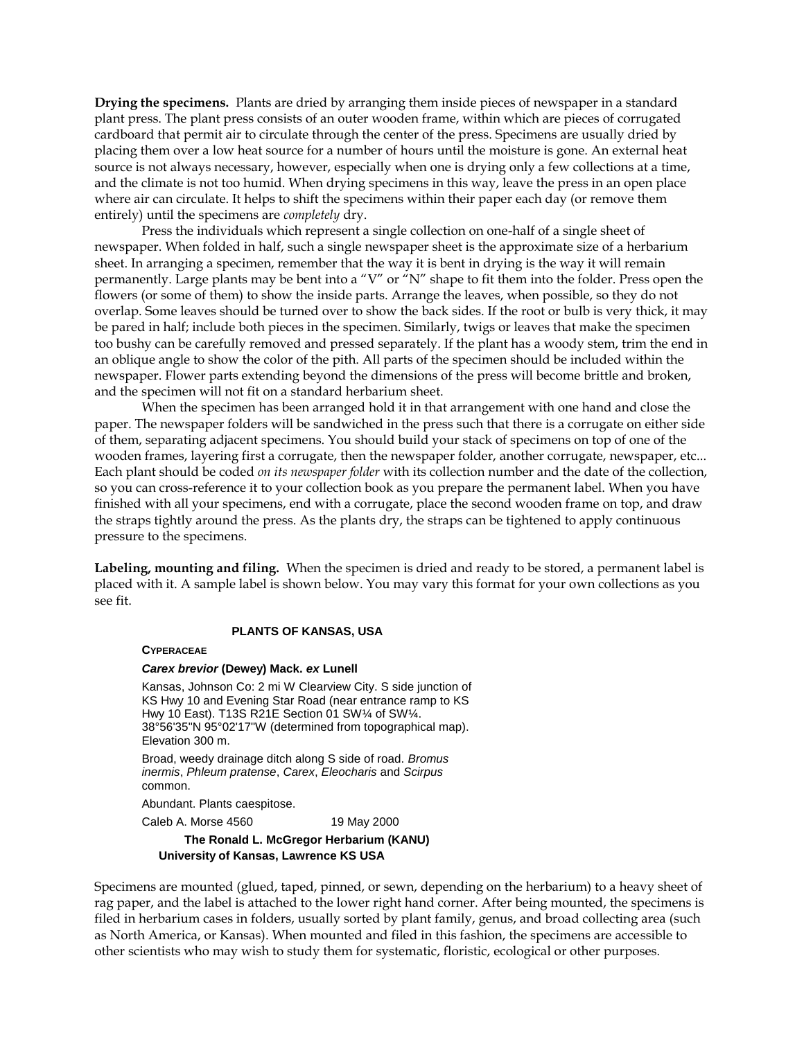**Drying the specimens.** Plants are dried by arranging them inside pieces of newspaper in a standard plant press. The plant press consists of an outer wooden frame, within which are pieces of corrugated cardboard that permit air to circulate through the center of the press. Specimens are usually dried by placing them over a low heat source for a number of hours until the moisture is gone. An external heat source is not always necessary, however, especially when one is drying only a few collections at a time, and the climate is not too humid. When drying specimens in this way, leave the press in an open place where air can circulate. It helps to shift the specimens within their paper each day (or remove them entirely) until the specimens are *completely* dry.

Press the individuals which represent a single collection on one-half of a single sheet of newspaper. When folded in half, such a single newspaper sheet is the approximate size of a herbarium sheet. In arranging a specimen, remember that the way it is bent in drying is the way it will remain permanently. Large plants may be bent into a "V" or "N" shape to fit them into the folder. Press open the flowers (or some of them) to show the inside parts. Arrange the leaves, when possible, so they do not overlap. Some leaves should be turned over to show the back sides. If the root or bulb is very thick, it may be pared in half; include both pieces in the specimen. Similarly, twigs or leaves that make the specimen too bushy can be carefully removed and pressed separately. If the plant has a woody stem, trim the end in an oblique angle to show the color of the pith. All parts of the specimen should be included within the newspaper. Flower parts extending beyond the dimensions of the press will become brittle and broken, and the specimen will not fit on a standard herbarium sheet.

When the specimen has been arranged hold it in that arrangement with one hand and close the paper. The newspaper folders will be sandwiched in the press such that there is a corrugate on either side of them, separating adjacent specimens. You should build your stack of specimens on top of one of the wooden frames, layering first a corrugate, then the newspaper folder, another corrugate, newspaper, etc... Each plant should be coded *on its newspaper folder* with its collection number and the date of the collection, so you can cross-reference it to your collection book as you prepare the permanent label. When you have finished with all your specimens, end with a corrugate, place the second wooden frame on top, and draw the straps tightly around the press. As the plants dry, the straps can be tightened to apply continuous pressure to the specimens.

**Labeling, mounting and filing.** When the specimen is dried and ready to be stored, a permanent label is placed with it. A sample label is shown below. You may vary this format for your own collections as you see fit.

**PLANTS OF KANSAS, USA**

**CYPERACEAE**

***Carex brevior*** **(Dewey) Mack. *ex* Lunell**

Kansas, Johnson Co: 2 mi W Clearview City. S side junction of KS Hwy 10 and Evening Star Road (near entrance ramp to KS Hwy 10 East). T13S R21E Section 01 SW¼ of SW¼. 38°56'35"N 95°02'17"W (determined from topographical map). Elevation 300 m.

Broad, weedy drainage ditch along S side of road. *Bromus inermis*, *Phleum pratense*, *Carex*, *Eleocharis* and *Scirpus* common.

Abundant. Plants caespitose.

Caleb A. Morse 4560 19 May 2000

**The Ronald L. McGregor Herbarium (KANU)**
**University of Kansas, Lawrence KS USA**

Specimens are mounted (glued, taped, pinned, or sewn, depending on the herbarium) to a heavy sheet of rag paper, and the label is attached to the lower right hand corner. After being mounted, the specimens is filed in herbarium cases in folders, usually sorted by plant family, genus, and broad collecting area (such as North America, or Kansas). When mounted and filed in this fashion, the specimens are accessible to other scientists who may wish to study them for systematic, floristic, ecological or other purposes.